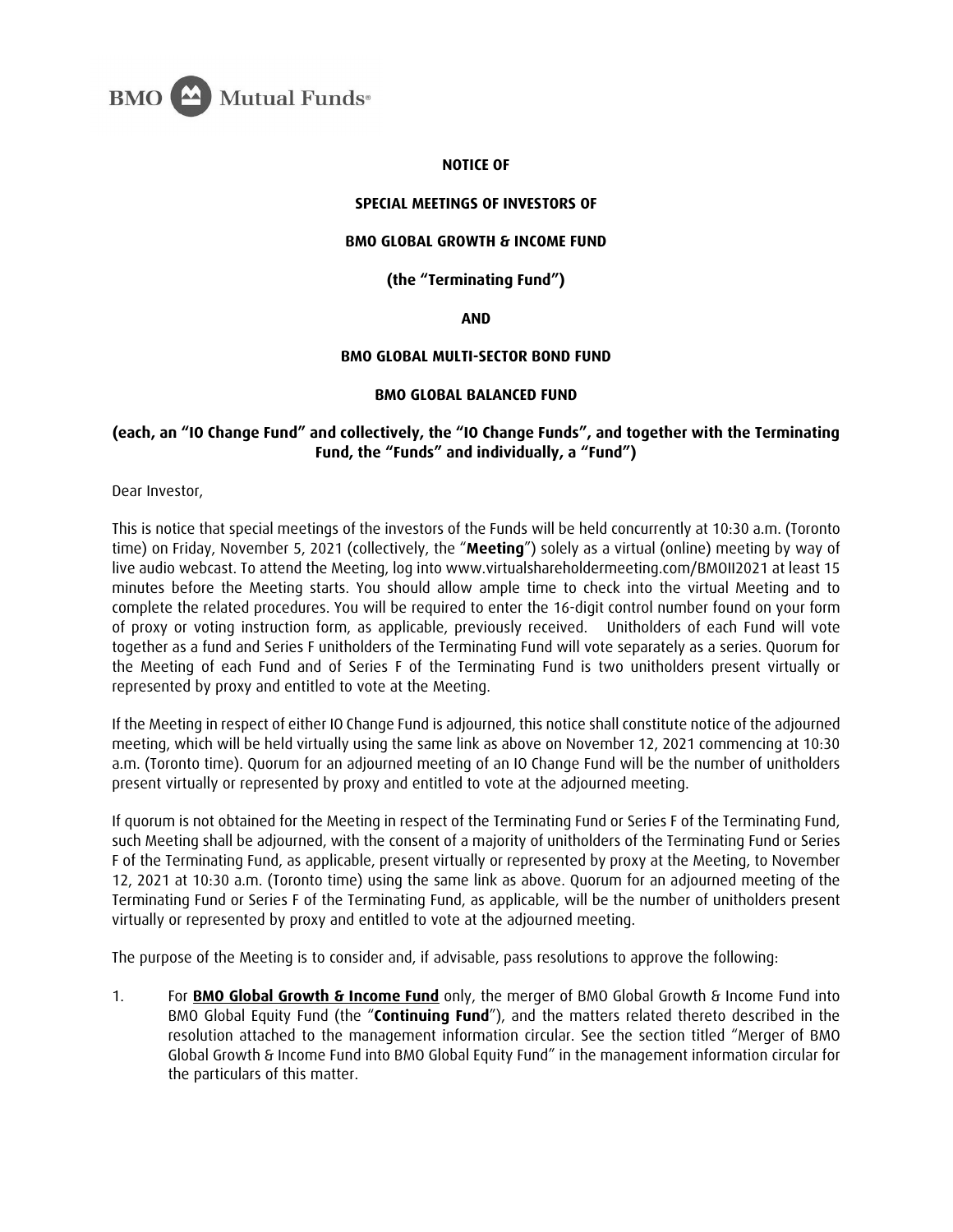BMO Mutual Funds®

**NOTICE OF**

**SPECIAL MEETINGS OF INVESTORS OF**

**BMO GLOBAL GROWTH & INCOME FUND**

**(the "Terminating Fund")**

**AND**

**BMO GLOBAL MULTI-SECTOR BOND FUND**

**BMO GLOBAL BALANCED FUND**

**(each, an "IO Change Fund" and collectively, the "IO Change Funds", and together with the Terminating Fund, the "Funds" and individually, a "Fund")**

Dear Investor,

This is notice that special meetings of the investors of the Funds will be held concurrently at 10:30 a.m. (Toronto time) on Friday, November 5, 2021 (collectively, the "**Meeting**") solely as a virtual (online) meeting by way of live audio webcast. To attend the Meeting, log into www.virtualshareholdermeeting.com/BMOII2021 at least 15 minutes before the Meeting starts. You should allow ample time to check into the virtual Meeting and to complete the related procedures. You will be required to enter the 16-digit control number found on your form of proxy or voting instruction form, as applicable, previously received. Unitholders of each Fund will vote together as a fund and Series F unitholders of the Terminating Fund will vote separately as a series. Quorum for the Meeting of each Fund and of Series F of the Terminating Fund is two unitholders present virtually or represented by proxy and entitled to vote at the Meeting.

If the Meeting in respect of either IO Change Fund is adjourned, this notice shall constitute notice of the adjourned meeting, which will be held virtually using the same link as above on November 12, 2021 commencing at 10:30 a.m. (Toronto time). Quorum for an adjourned meeting of an IO Change Fund will be the number of unitholders present virtually or represented by proxy and entitled to vote at the adjourned meeting.

If quorum is not obtained for the Meeting in respect of the Terminating Fund or Series F of the Terminating Fund, such Meeting shall be adjourned, with the consent of a majority of unitholders of the Terminating Fund or Series F of the Terminating Fund, as applicable, present virtually or represented by proxy at the Meeting, to November 12, 2021 at 10:30 a.m. (Toronto time) using the same link as above. Quorum for an adjourned meeting of the Terminating Fund or Series F of the Terminating Fund, as applicable, will be the number of unitholders present virtually or represented by proxy and entitled to vote at the adjourned meeting.

The purpose of the Meeting is to consider and, if advisable, pass resolutions to approve the following:

1. For **BMO Global Growth & Income Fund** only, the merger of BMO Global Growth & Income Fund into BMO Global Equity Fund (the "**Continuing Fund**"), and the matters related thereto described in the resolution attached to the management information circular. See the section titled "Merger of BMO Global Growth & Income Fund into BMO Global Equity Fund" in the management information circular for the particulars of this matter.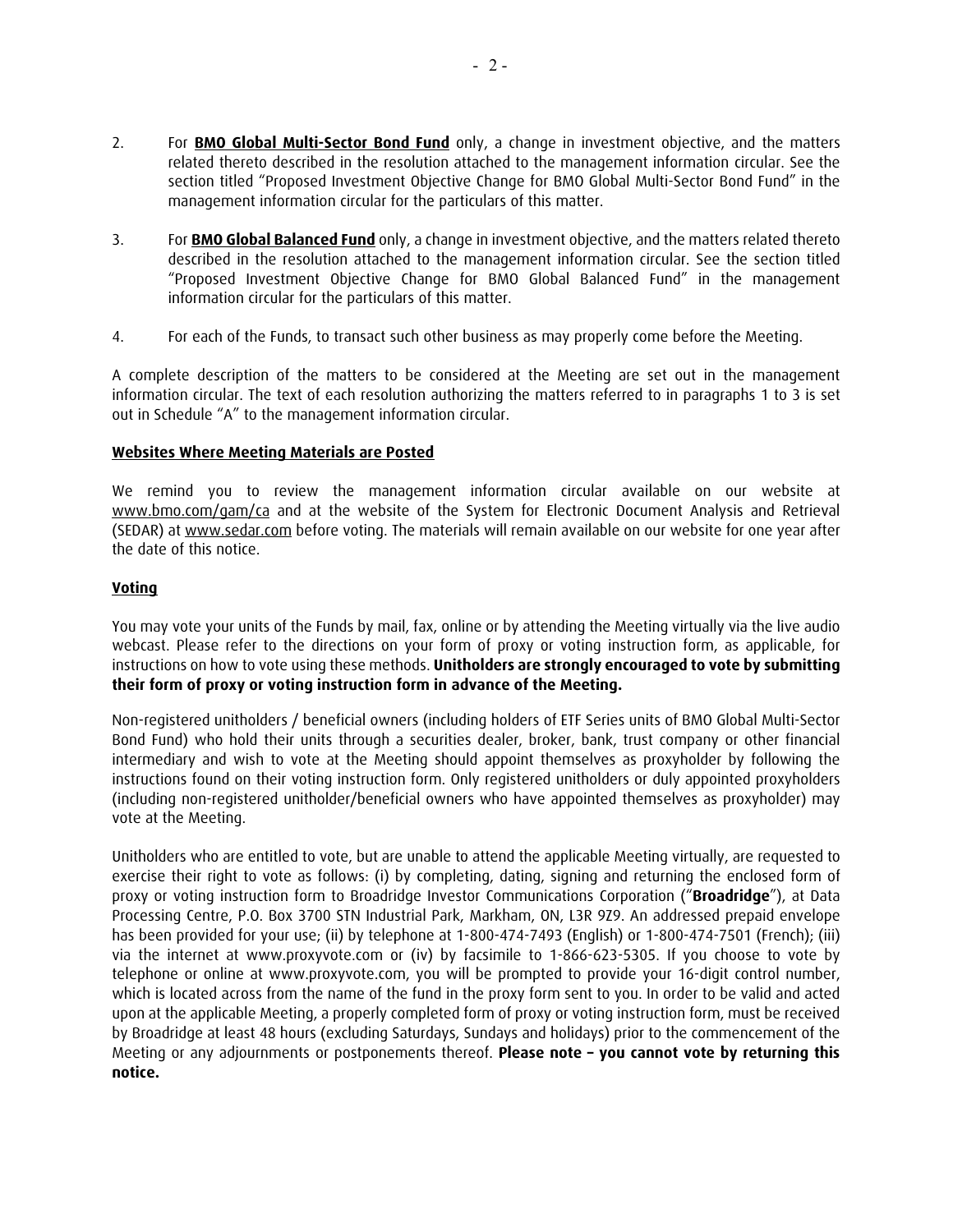2. For **BMO Global Multi-Sector Bond Fund** only, a change in investment objective, and the matters related thereto described in the resolution attached to the management information circular. See the section titled "Proposed Investment Objective Change for BMO Global Multi-Sector Bond Fund" in the management information circular for the particulars of this matter.

3. For **BMO Global Balanced Fund** only, a change in investment objective, and the matters related thereto described in the resolution attached to the management information circular. See the section titled "Proposed Investment Objective Change for BMO Global Balanced Fund" in the management information circular for the particulars of this matter.

4. For each of the Funds, to transact such other business as may properly come before the Meeting.

A complete description of the matters to be considered at the Meeting are set out in the management information circular. The text of each resolution authorizing the matters referred to in paragraphs 1 to 3 is set out in Schedule "A" to the management information circular.

**Websites Where Meeting Materials are Posted**

We remind you to review the management information circular available on our website at www.bmo.com/gam/ca and at the website of the System for Electronic Document Analysis and Retrieval (SEDAR) at www.sedar.com before voting. The materials will remain available on our website for one year after the date of this notice.

**Voting**

You may vote your units of the Funds by mail, fax, online or by attending the Meeting virtually via the live audio webcast. Please refer to the directions on your form of proxy or voting instruction form, as applicable, for instructions on how to vote using these methods. **Unitholders are strongly encouraged to vote by submitting their form of proxy or voting instruction form in advance of the Meeting.**

Non-registered unitholders / beneficial owners (including holders of ETF Series units of BMO Global Multi-Sector Bond Fund) who hold their units through a securities dealer, broker, bank, trust company or other financial intermediary and wish to vote at the Meeting should appoint themselves as proxyholder by following the instructions found on their voting instruction form. Only registered unitholders or duly appointed proxyholders (including non-registered unitholder/beneficial owners who have appointed themselves as proxyholder) may vote at the Meeting.

Unitholders who are entitled to vote, but are unable to attend the applicable Meeting virtually, are requested to exercise their right to vote as follows: (i) by completing, dating, signing and returning the enclosed form of proxy or voting instruction form to Broadridge Investor Communications Corporation ("**Broadridge**"), at Data Processing Centre, P.O. Box 3700 STN Industrial Park, Markham, ON, L3R 9Z9. An addressed prepaid envelope has been provided for your use; (ii) by telephone at 1-800-474-7493 (English) or 1-800-474-7501 (French); (iii) via the internet at www.proxyvote.com or (iv) by facsimile to 1-866-623-5305. If you choose to vote by telephone or online at www.proxyvote.com, you will be prompted to provide your 16-digit control number, which is located across from the name of the fund in the proxy form sent to you. In order to be valid and acted upon at the applicable Meeting, a properly completed form of proxy or voting instruction form, must be received by Broadridge at least 48 hours (excluding Saturdays, Sundays and holidays) prior to the commencement of the Meeting or any adjournments or postponements thereof. **Please note – you cannot vote by returning this notice.**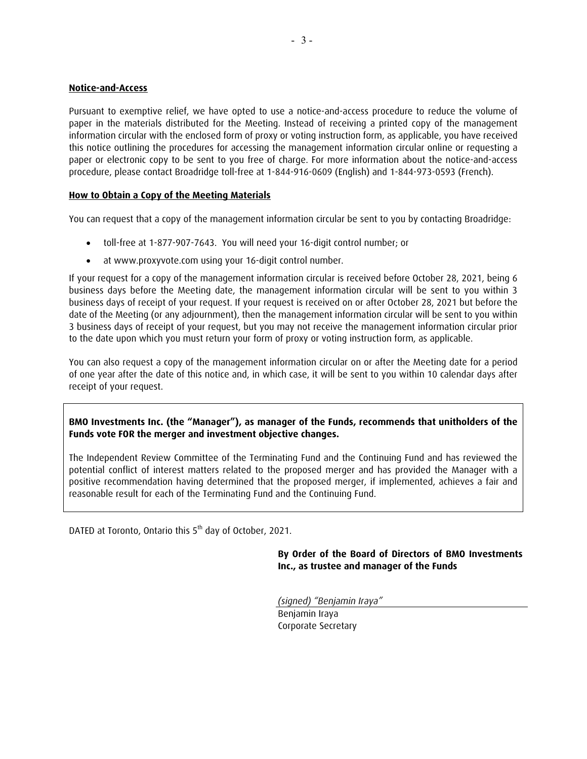**Notice-and-Access**

Pursuant to exemptive relief, we have opted to use a notice-and-access procedure to reduce the volume of paper in the materials distributed for the Meeting. Instead of receiving a printed copy of the management information circular with the enclosed form of proxy or voting instruction form, as applicable, you have received this notice outlining the procedures for accessing the management information circular online or requesting a paper or electronic copy to be sent to you free of charge. For more information about the notice-and-access procedure, please contact Broadridge toll-free at 1-844-916-0609 (English) and 1-844-973-0593 (French).

**How to Obtain a Copy of the Meeting Materials**

You can request that a copy of the management information circular be sent to you by contacting Broadridge:

- toll-free at 1-877-907-7643. You will need your 16-digit control number; or
- at www.proxyvote.com using your 16-digit control number.

If your request for a copy of the management information circular is received before October 28, 2021, being 6 business days before the Meeting date, the management information circular will be sent to you within 3 business days of receipt of your request. If your request is received on or after October 28, 2021 but before the date of the Meeting (or any adjournment), then the management information circular will be sent to you within 3 business days of receipt of your request, but you may not receive the management information circular prior to the date upon which you must return your form of proxy or voting instruction form, as applicable.

You can also request a copy of the management information circular on or after the Meeting date for a period of one year after the date of this notice and, in which case, it will be sent to you within 10 calendar days after receipt of your request.

**BMO Investments Inc. (the "Manager"), as manager of the Funds, recommends that unitholders of the Funds vote FOR the merger and investment objective changes.**

The Independent Review Committee of the Terminating Fund and the Continuing Fund and has reviewed the potential conflict of interest matters related to the proposed merger and has provided the Manager with a positive recommendation having determined that the proposed merger, if implemented, achieves a fair and reasonable result for each of the Terminating Fund and the Continuing Fund.

DATED at Toronto, Ontario this 5th day of October, 2021.

**By Order of the Board of Directors of BMO Investments Inc., as trustee and manager of the Funds**

*(signed) "Benjamin Iraya"*
Benjamin Iraya
Corporate Secretary